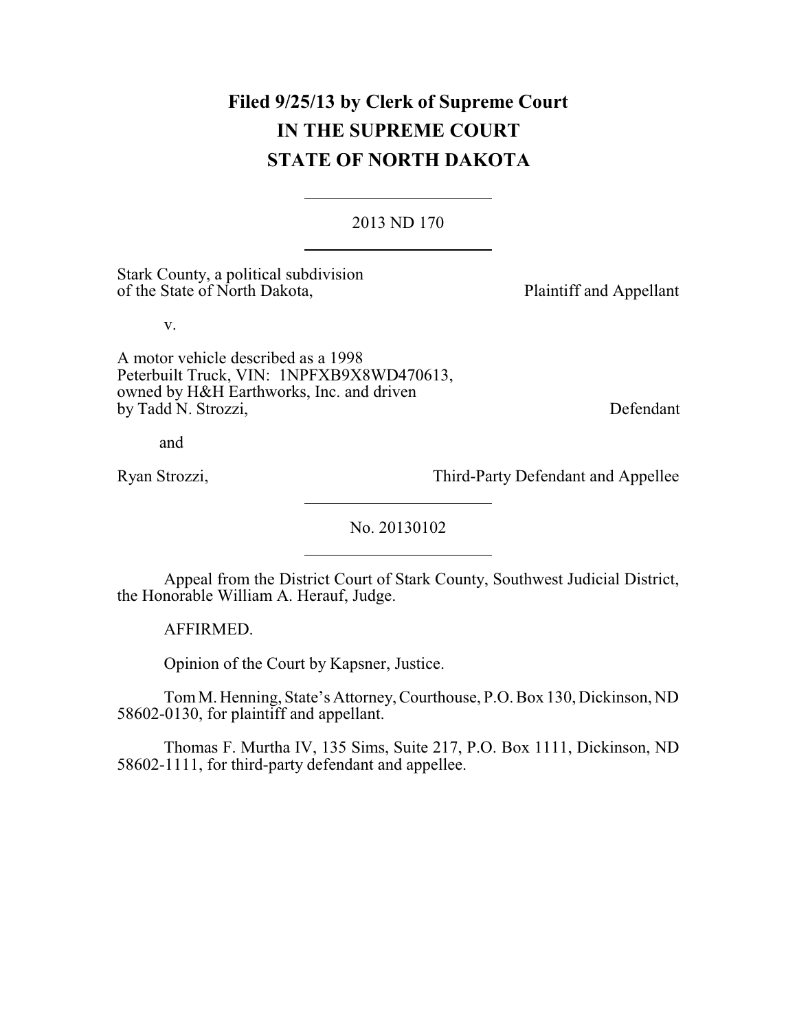**Filed 9/25/13 by Clerk of Supreme Court**
**IN THE SUPREME COURT**
**STATE OF NORTH DAKOTA**

---

2013 ND 170

---

Stark County, a political subdivision of the State of North Dakota, Plaintiff and Appellant

v.

A motor vehicle described as a 1998 Peterbuilt Truck, VIN: 1NPFXB9X8WD470613, owned by H&H Earthworks, Inc. and driven by Tadd N. Strozzi, Defendant

and

Ryan Strozzi, Third-Party Defendant and Appellee

---

No. 20130102

---

Appeal from the District Court of Stark County, Southwest Judicial District, the Honorable William A. Herauf, Judge.

AFFIRMED.

Opinion of the Court by Kapsner, Justice.

Tom M. Henning, State's Attorney, Courthouse, P.O. Box 130, Dickinson, ND 58602-0130, for plaintiff and appellant.

Thomas F. Murtha IV, 135 Sims, Suite 217, P.O. Box 1111, Dickinson, ND 58602-1111, for third-party defendant and appellee.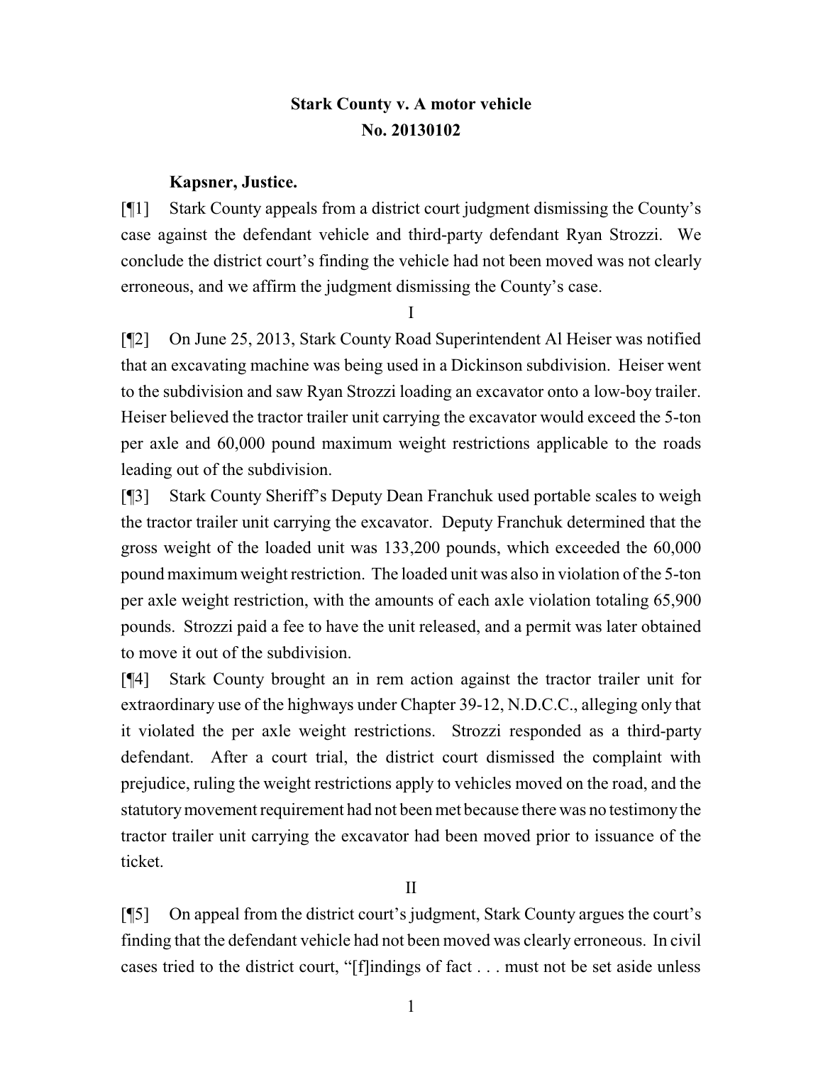**Stark County v. A motor vehicle**
**No. 20130102**

**Kapsner, Justice.**

[¶1] Stark County appeals from a district court judgment dismissing the County's case against the defendant vehicle and third-party defendant Ryan Strozzi. We conclude the district court's finding the vehicle had not been moved was not clearly erroneous, and we affirm the judgment dismissing the County's case.

I

[¶2] On June 25, 2013, Stark County Road Superintendent Al Heiser was notified that an excavating machine was being used in a Dickinson subdivision. Heiser went to the subdivision and saw Ryan Strozzi loading an excavator onto a low-boy trailer. Heiser believed the tractor trailer unit carrying the excavator would exceed the 5-ton per axle and 60,000 pound maximum weight restrictions applicable to the roads leading out of the subdivision.

[¶3] Stark County Sheriff's Deputy Dean Franchuk used portable scales to weigh the tractor trailer unit carrying the excavator. Deputy Franchuk determined that the gross weight of the loaded unit was 133,200 pounds, which exceeded the 60,000 pound maximum weight restriction. The loaded unit was also in violation of the 5-ton per axle weight restriction, with the amounts of each axle violation totaling 65,900 pounds. Strozzi paid a fee to have the unit released, and a permit was later obtained to move it out of the subdivision.

[¶4] Stark County brought an in rem action against the tractor trailer unit for extraordinary use of the highways under Chapter 39-12, N.D.C.C., alleging only that it violated the per axle weight restrictions. Strozzi responded as a third-party defendant. After a court trial, the district court dismissed the complaint with prejudice, ruling the weight restrictions apply to vehicles moved on the road, and the statutory movement requirement had not been met because there was no testimony the tractor trailer unit carrying the excavator had been moved prior to issuance of the ticket.

II

[¶5] On appeal from the district court's judgment, Stark County argues the court's finding that the defendant vehicle had not been moved was clearly erroneous. In civil cases tried to the district court, "[f]indings of fact . . . must not be set aside unless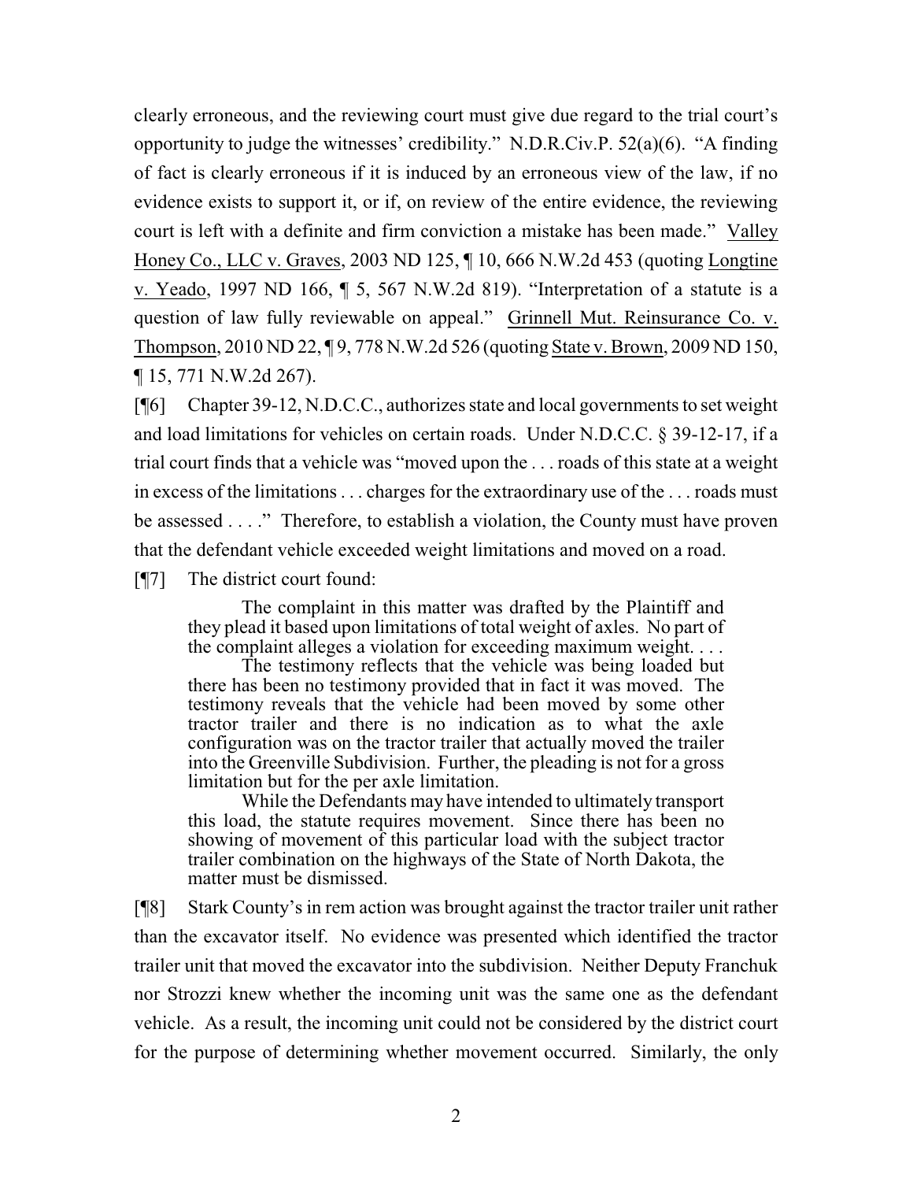clearly erroneous, and the reviewing court must give due regard to the trial court's opportunity to judge the witnesses' credibility." N.D.R.Civ.P. 52(a)(6). "A finding of fact is clearly erroneous if it is induced by an erroneous view of the law, if no evidence exists to support it, or if, on review of the entire evidence, the reviewing court is left with a definite and firm conviction a mistake has been made." Valley Honey Co., LLC v. Graves, 2003 ND 125, ¶ 10, 666 N.W.2d 453 (quoting Longtine v. Yeado, 1997 ND 166, ¶ 5, 567 N.W.2d 819). "Interpretation of a statute is a question of law fully reviewable on appeal." Grinnell Mut. Reinsurance Co. v. Thompson, 2010 ND 22, ¶ 9, 778 N.W.2d 526 (quoting State v. Brown, 2009 ND 150, ¶ 15, 771 N.W.2d 267).

[¶6] Chapter 39-12, N.D.C.C., authorizes state and local governments to set weight and load limitations for vehicles on certain roads. Under N.D.C.C. § 39-12-17, if a trial court finds that a vehicle was "moved upon the . . . roads of this state at a weight in excess of the limitations . . . charges for the extraordinary use of the . . . roads must be assessed . . . ." Therefore, to establish a violation, the County must have proven that the defendant vehicle exceeded weight limitations and moved on a road.

[¶7] The district court found:

> The complaint in this matter was drafted by the Plaintiff and they plead it based upon limitations of total weight of axles. No part of the complaint alleges a violation for exceeding maximum weight. . . .
>
> The testimony reflects that the vehicle was being loaded but there has been no testimony provided that in fact it was moved. The testimony reveals that the vehicle had been moved by some other tractor trailer and there is no indication as to what the axle configuration was on the tractor trailer that actually moved the trailer into the Greenville Subdivision. Further, the pleading is not for a gross limitation but for the per axle limitation.
>
> While the Defendants may have intended to ultimately transport this load, the statute requires movement. Since there has been no showing of movement of this particular load with the subject tractor trailer combination on the highways of the State of North Dakota, the matter must be dismissed.

[¶8] Stark County's in rem action was brought against the tractor trailer unit rather than the excavator itself. No evidence was presented which identified the tractor trailer unit that moved the excavator into the subdivision. Neither Deputy Franchuk nor Strozzi knew whether the incoming unit was the same one as the defendant vehicle. As a result, the incoming unit could not be considered by the district court for the purpose of determining whether movement occurred. Similarly, the only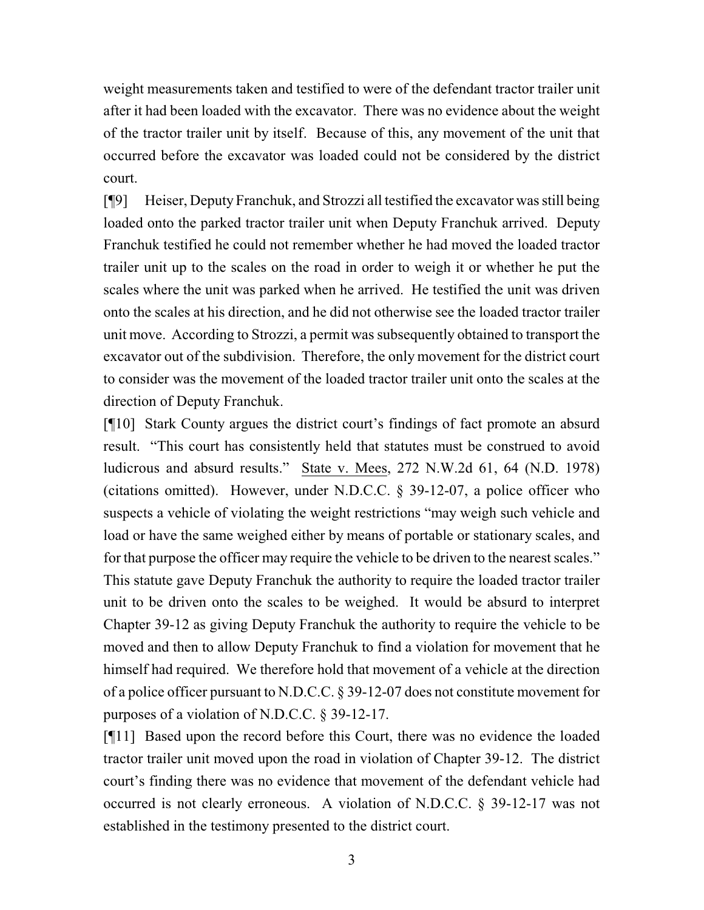weight measurements taken and testified to were of the defendant tractor trailer unit after it had been loaded with the excavator. There was no evidence about the weight of the tractor trailer unit by itself. Because of this, any movement of the unit that occurred before the excavator was loaded could not be considered by the district court.

[¶9] Heiser, Deputy Franchuk, and Strozzi all testified the excavator was still being loaded onto the parked tractor trailer unit when Deputy Franchuk arrived. Deputy Franchuk testified he could not remember whether he had moved the loaded tractor trailer unit up to the scales on the road in order to weigh it or whether he put the scales where the unit was parked when he arrived. He testified the unit was driven onto the scales at his direction, and he did not otherwise see the loaded tractor trailer unit move. According to Strozzi, a permit was subsequently obtained to transport the excavator out of the subdivision. Therefore, the only movement for the district court to consider was the movement of the loaded tractor trailer unit onto the scales at the direction of Deputy Franchuk.

[¶10] Stark County argues the district court's findings of fact promote an absurd result. "This court has consistently held that statutes must be construed to avoid ludicrous and absurd results." State v. Mees, 272 N.W.2d 61, 64 (N.D. 1978) (citations omitted). However, under N.D.C.C. § 39-12-07, a police officer who suspects a vehicle of violating the weight restrictions "may weigh such vehicle and load or have the same weighed either by means of portable or stationary scales, and for that purpose the officer may require the vehicle to be driven to the nearest scales." This statute gave Deputy Franchuk the authority to require the loaded tractor trailer unit to be driven onto the scales to be weighed. It would be absurd to interpret Chapter 39-12 as giving Deputy Franchuk the authority to require the vehicle to be moved and then to allow Deputy Franchuk to find a violation for movement that he himself had required. We therefore hold that movement of a vehicle at the direction of a police officer pursuant to N.D.C.C. § 39-12-07 does not constitute movement for purposes of a violation of N.D.C.C. § 39-12-17.

[¶11] Based upon the record before this Court, there was no evidence the loaded tractor trailer unit moved upon the road in violation of Chapter 39-12. The district court's finding there was no evidence that movement of the defendant vehicle had occurred is not clearly erroneous. A violation of N.D.C.C. § 39-12-17 was not established in the testimony presented to the district court.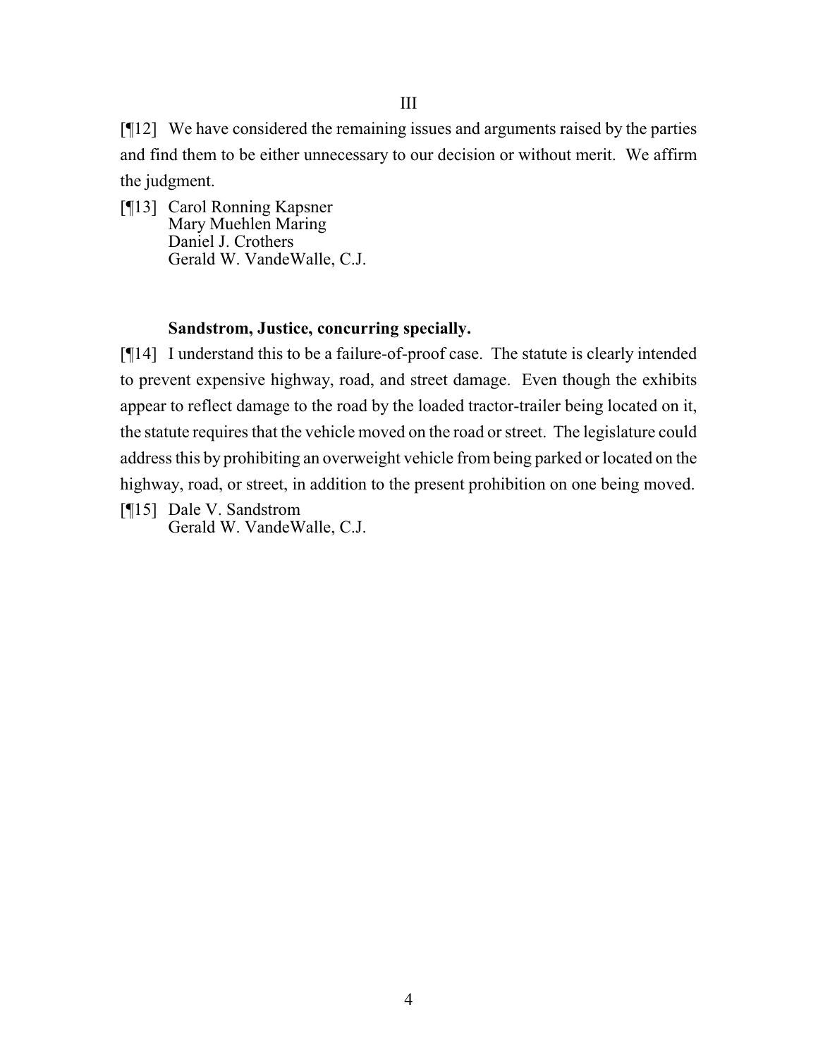III

[¶12] We have considered the remaining issues and arguments raised by the parties and find them to be either unnecessary to our decision or without merit. We affirm the judgment.

[¶13] Carol Ronning Kapsner  
Mary Muehlen Maring  
Daniel J. Crothers  
Gerald W. VandeWalle, C.J.

**Sandstrom, Justice, concurring specially.**

[¶14] I understand this to be a failure-of-proof case. The statute is clearly intended to prevent expensive highway, road, and street damage. Even though the exhibits appear to reflect damage to the road by the loaded tractor-trailer being located on it, the statute requires that the vehicle moved on the road or street. The legislature could address this by prohibiting an overweight vehicle from being parked or located on the highway, road, or street, in addition to the present prohibition on one being moved.

[¶15] Dale V. Sandstrom  
Gerald W. VandeWalle, C.J.